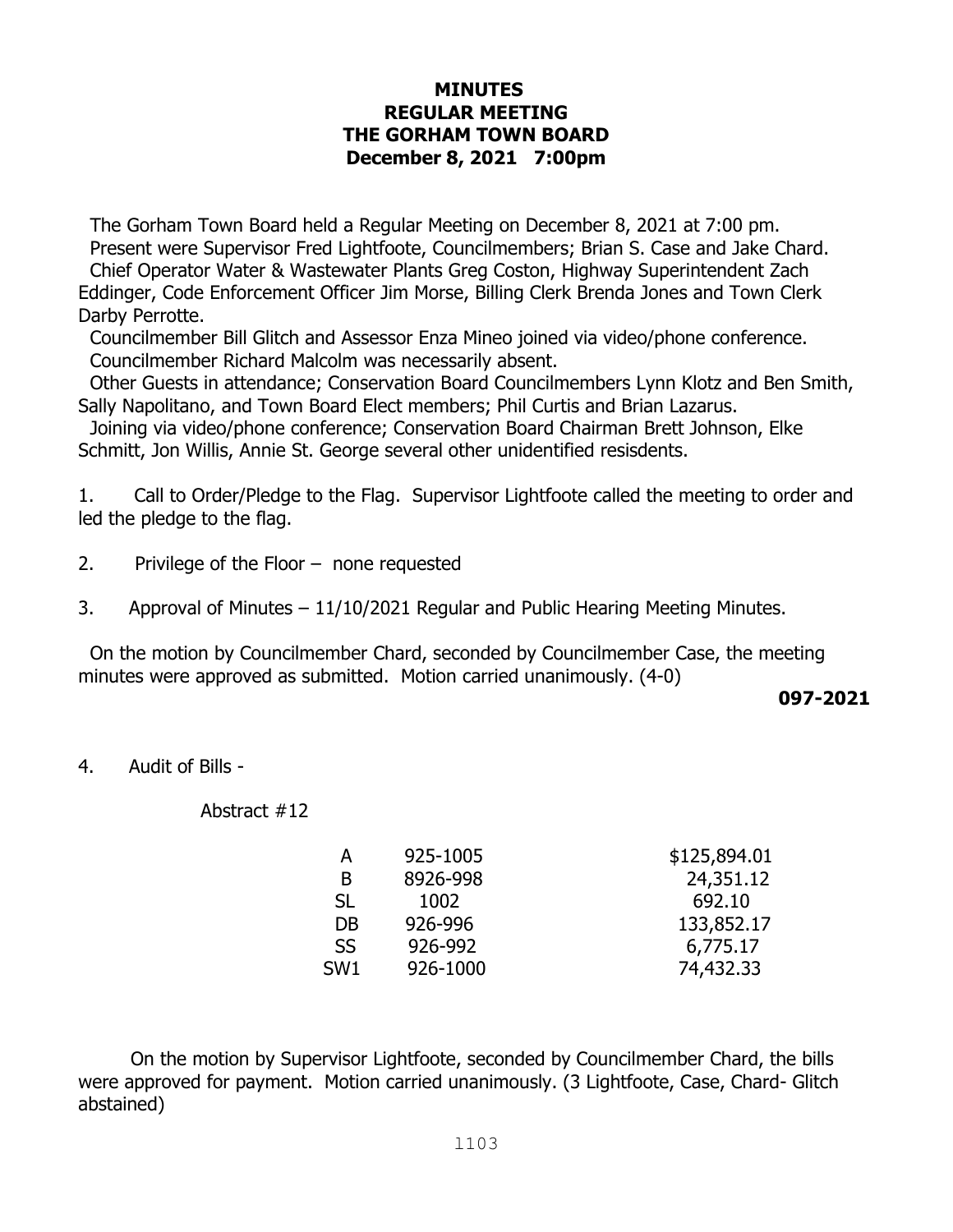# MINUTES
## REGULAR MEETING
## THE GORHAM TOWN BOARD
## December 8, 2021 7:00pm

The Gorham Town Board held a Regular Meeting on December 8, 2021 at 7:00 pm.
Present were Supervisor Fred Lightfoote, Councilmembers; Brian S. Case and Jake Chard.
Chief Operator Water & Wastewater Plants Greg Coston, Highway Superintendent Zach Eddinger, Code Enforcement Officer Jim Morse, Billing Clerk Brenda Jones and Town Clerk Darby Perrotte.

Councilmember Bill Glitch and Assessor Enza Mineo joined via video/phone conference.
Councilmember Richard Malcolm was necessarily absent.

Other Guests in attendance; Conservation Board Councilmembers Lynn Klotz and Ben Smith, Sally Napolitano, and Town Board Elect members; Phil Curtis and Brian Lazarus.

Joining via video/phone conference; Conservation Board Chairman Brett Johnson, Elke Schmitt, Jon Willis, Annie St. George several other unidentified resisdents.

1. Call to Order/Pledge to the Flag. Supervisor Lightfoote called the meeting to order and led the pledge to the flag.

2. Privilege of the Floor – none requested

3. Approval of Minutes – 11/10/2021 Regular and Public Hearing Meeting Minutes.

On the motion by Councilmember Chard, seconded by Councilmember Case, the meeting minutes were approved as submitted. Motion carried unanimously. (4-0)

**097-2021**

4. Audit of Bills -

Abstract #12

| | | |
|---|---|---|
| A | 925-1005 | $125,894.01 |
| B | 8926-998 | 24,351.12 |
| SL | 1002 | 692.10 |
| DB | 926-996 | 133,852.17 |
| SS | 926-992 | 6,775.17 |
| SW1 | 926-1000 | 74,432.33 |

On the motion by Supervisor Lightfoote, seconded by Councilmember Chard, the bills were approved for payment. Motion carried unanimously. (3 Lightfoote, Case, Chard- Glitch abstained)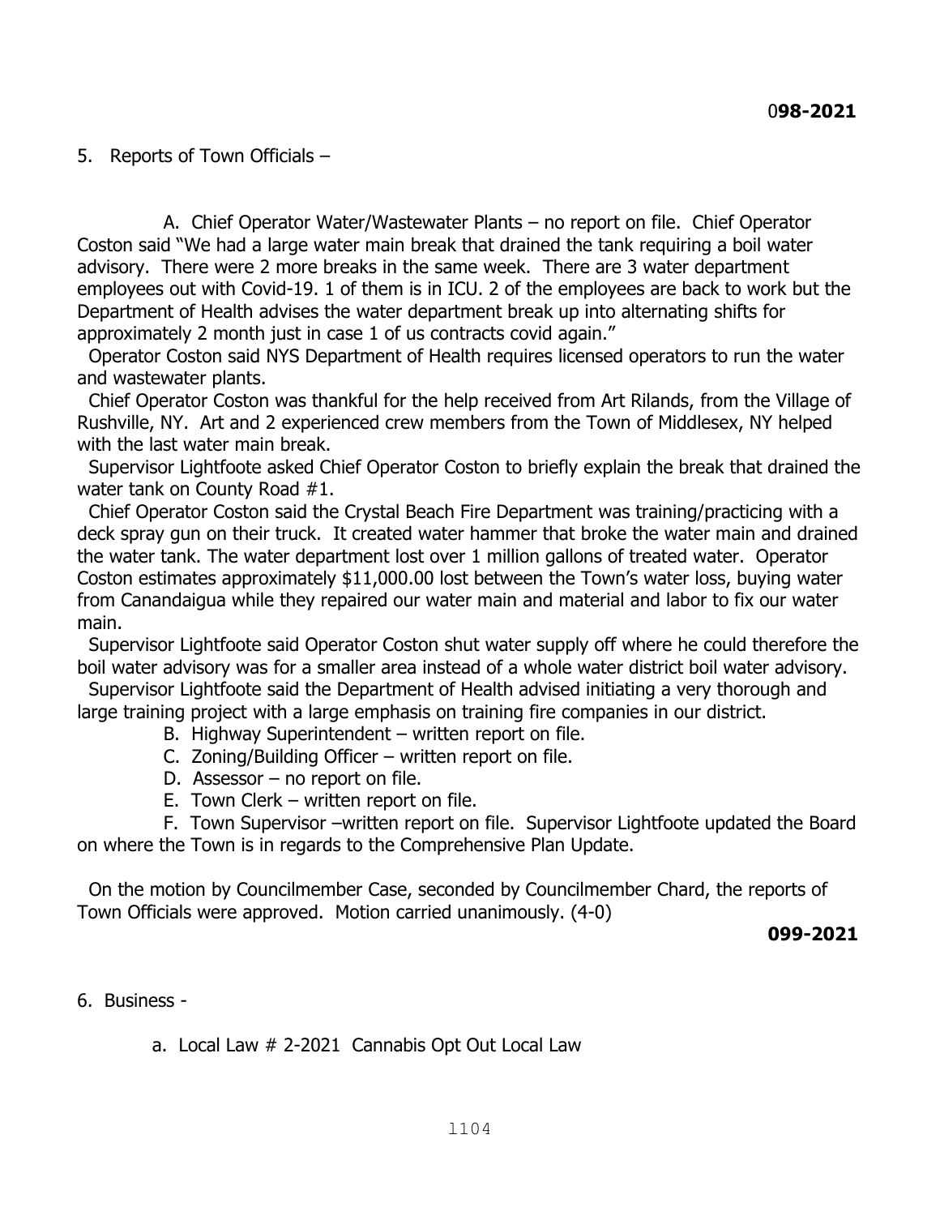**098-2021**

5. Reports of Town Officials –

A. Chief Operator Water/Wastewater Plants – no report on file. Chief Operator Coston said "We had a large water main break that drained the tank requiring a boil water advisory. There were 2 more breaks in the same week. There are 3 water department employees out with Covid-19. 1 of them is in ICU. 2 of the employees are back to work but the Department of Health advises the water department break up into alternating shifts for approximately 2 month just in case 1 of us contracts covid again."

Operator Coston said NYS Department of Health requires licensed operators to run the water and wastewater plants.

Chief Operator Coston was thankful for the help received from Art Rilands, from the Village of Rushville, NY. Art and 2 experienced crew members from the Town of Middlesex, NY helped with the last water main break.

Supervisor Lightfoote asked Chief Operator Coston to briefly explain the break that drained the water tank on County Road #1.

Chief Operator Coston said the Crystal Beach Fire Department was training/practicing with a deck spray gun on their truck. It created water hammer that broke the water main and drained the water tank. The water department lost over 1 million gallons of treated water. Operator Coston estimates approximately $11,000.00 lost between the Town's water loss, buying water from Canandaigua while they repaired our water main and material and labor to fix our water main.

Supervisor Lightfoote said Operator Coston shut water supply off where he could therefore the boil water advisory was for a smaller area instead of a whole water district boil water advisory.

Supervisor Lightfoote said the Department of Health advised initiating a very thorough and large training project with a large emphasis on training fire companies in our district.

B. Highway Superintendent – written report on file.

C. Zoning/Building Officer – written report on file.

D. Assessor – no report on file.

E. Town Clerk – written report on file.

F. Town Supervisor –written report on file. Supervisor Lightfoote updated the Board on where the Town is in regards to the Comprehensive Plan Update.

On the motion by Councilmember Case, seconded by Councilmember Chard, the reports of Town Officials were approved. Motion carried unanimously. (4-0)

**099-2021**

6. Business -

a. Local Law # 2-2021 Cannabis Opt Out Local Law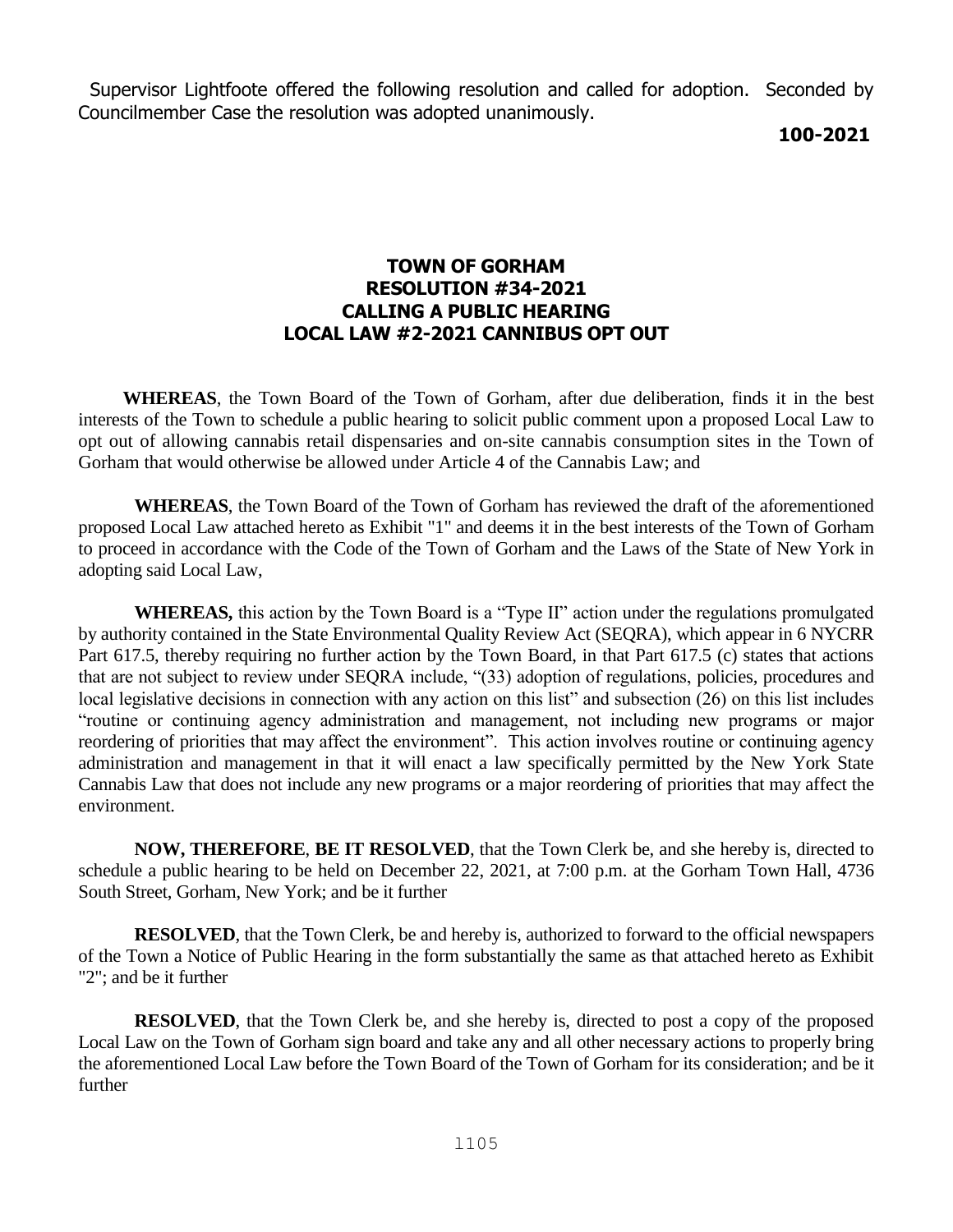Supervisor Lightfoote offered the following resolution and called for adoption. Seconded by Councilmember Case the resolution was adopted unanimously.

**100-2021**

## TOWN OF GORHAM
## RESOLUTION #34-2021
## CALLING A PUBLIC HEARING
## LOCAL LAW #2-2021 CANNIBUS OPT OUT

**WHEREAS**, the Town Board of the Town of Gorham, after due deliberation, finds it in the best interests of the Town to schedule a public hearing to solicit public comment upon a proposed Local Law to opt out of allowing cannabis retail dispensaries and on-site cannabis consumption sites in the Town of Gorham that would otherwise be allowed under Article 4 of the Cannabis Law; and

**WHEREAS**, the Town Board of the Town of Gorham has reviewed the draft of the aforementioned proposed Local Law attached hereto as Exhibit "1" and deems it in the best interests of the Town of Gorham to proceed in accordance with the Code of the Town of Gorham and the Laws of the State of New York in adopting said Local Law,

**WHEREAS,** this action by the Town Board is a "Type II" action under the regulations promulgated by authority contained in the State Environmental Quality Review Act (SEQRA), which appear in 6 NYCRR Part 617.5, thereby requiring no further action by the Town Board, in that Part 617.5 (c) states that actions that are not subject to review under SEQRA include, "(33) adoption of regulations, policies, procedures and local legislative decisions in connection with any action on this list" and subsection (26) on this list includes "routine or continuing agency administration and management, not including new programs or major reordering of priorities that may affect the environment". This action involves routine or continuing agency administration and management in that it will enact a law specifically permitted by the New York State Cannabis Law that does not include any new programs or a major reordering of priorities that may affect the environment.

**NOW, THEREFORE**, **BE IT RESOLVED**, that the Town Clerk be, and she hereby is, directed to schedule a public hearing to be held on December 22, 2021, at 7:00 p.m. at the Gorham Town Hall, 4736 South Street, Gorham, New York; and be it further

**RESOLVED**, that the Town Clerk, be and hereby is, authorized to forward to the official newspapers of the Town a Notice of Public Hearing in the form substantially the same as that attached hereto as Exhibit "2"; and be it further

**RESOLVED**, that the Town Clerk be, and she hereby is, directed to post a copy of the proposed Local Law on the Town of Gorham sign board and take any and all other necessary actions to properly bring the aforementioned Local Law before the Town Board of the Town of Gorham for its consideration; and be it further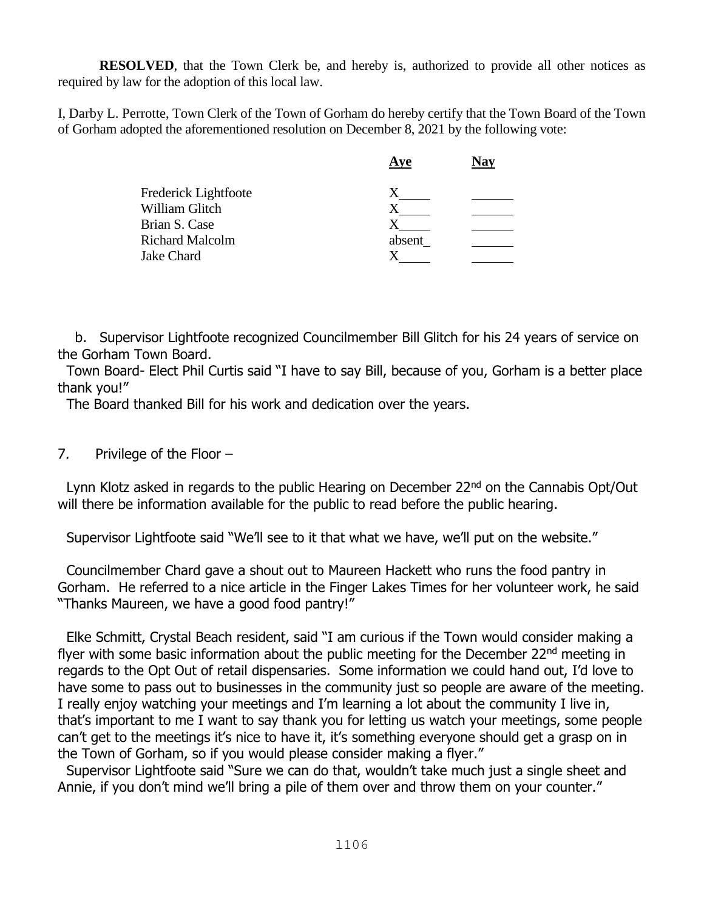**RESOLVED**, that the Town Clerk be, and hereby is, authorized to provide all other notices as required by law for the adoption of this local law.

I, Darby L. Perrotte, Town Clerk of the Town of Gorham do hereby certify that the Town Board of the Town of Gorham adopted the aforementioned resolution on December 8, 2021 by the following vote:

| | Aye | Nay |
|---|---|---|
| Frederick Lightfoote | X | |
| William Glitch | X | |
| Brian S. Case | X | |
| Richard Malcolm | absent | |
| Jake Chard | X | |

b. Supervisor Lightfoote recognized Councilmember Bill Glitch for his 24 years of service on the Gorham Town Board.

Town Board- Elect Phil Curtis said "I have to say Bill, because of you, Gorham is a better place thank you!"

The Board thanked Bill for his work and dedication over the years.

7. Privilege of the Floor –

Lynn Klotz asked in regards to the public Hearing on December 22nd on the Cannabis Opt/Out will there be information available for the public to read before the public hearing.

Supervisor Lightfoote said "We'll see to it that what we have, we'll put on the website."

Councilmember Chard gave a shout out to Maureen Hackett who runs the food pantry in Gorham. He referred to a nice article in the Finger Lakes Times for her volunteer work, he said "Thanks Maureen, we have a good food pantry!"

Elke Schmitt, Crystal Beach resident, said "I am curious if the Town would consider making a flyer with some basic information about the public meeting for the December 22nd meeting in regards to the Opt Out of retail dispensaries. Some information we could hand out, I'd love to have some to pass out to businesses in the community just so people are aware of the meeting. I really enjoy watching your meetings and I'm learning a lot about the community I live in, that's important to me I want to say thank you for letting us watch your meetings, some people can't get to the meetings it's nice to have it, it's something everyone should get a grasp on in the Town of Gorham, so if you would please consider making a flyer."

Supervisor Lightfoote said "Sure we can do that, wouldn't take much just a single sheet and Annie, if you don't mind we'll bring a pile of them over and throw them on your counter."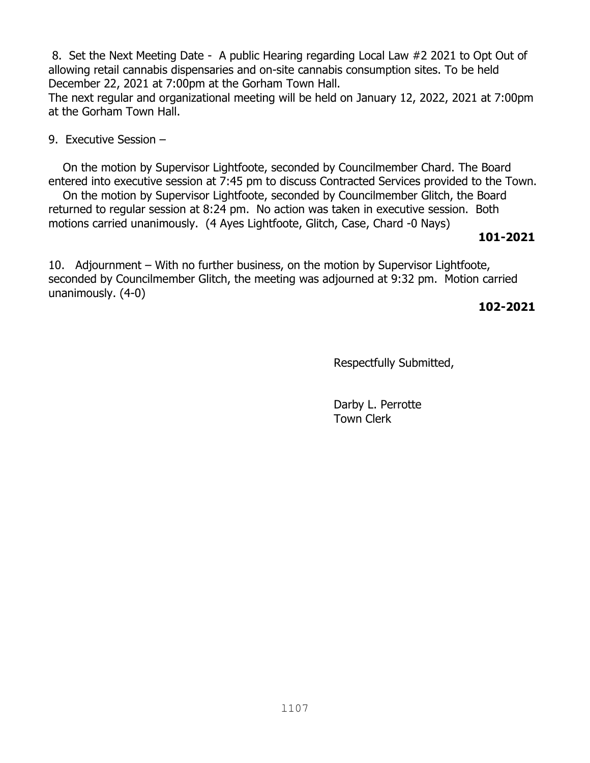8. Set the Next Meeting Date - A public Hearing regarding Local Law #2 2021 to Opt Out of allowing retail cannabis dispensaries and on-site cannabis consumption sites. To be held December 22, 2021 at 7:00pm at the Gorham Town Hall.
The next regular and organizational meeting will be held on January 12, 2022, 2021 at 7:00pm at the Gorham Town Hall.

9. Executive Session –

On the motion by Supervisor Lightfoote, seconded by Councilmember Chard. The Board entered into executive session at 7:45 pm to discuss Contracted Services provided to the Town.
On the motion by Supervisor Lightfoote, seconded by Councilmember Glitch, the Board returned to regular session at 8:24 pm. No action was taken in executive session. Both motions carried unanimously. (4 Ayes Lightfoote, Glitch, Case, Chard -0 Nays)

**101-2021**

10. Adjournment – With no further business, on the motion by Supervisor Lightfoote, seconded by Councilmember Glitch, the meeting was adjourned at 9:32 pm. Motion carried unanimously. (4-0)

**102-2021**

Respectfully Submitted,

Darby L. Perrotte
Town Clerk